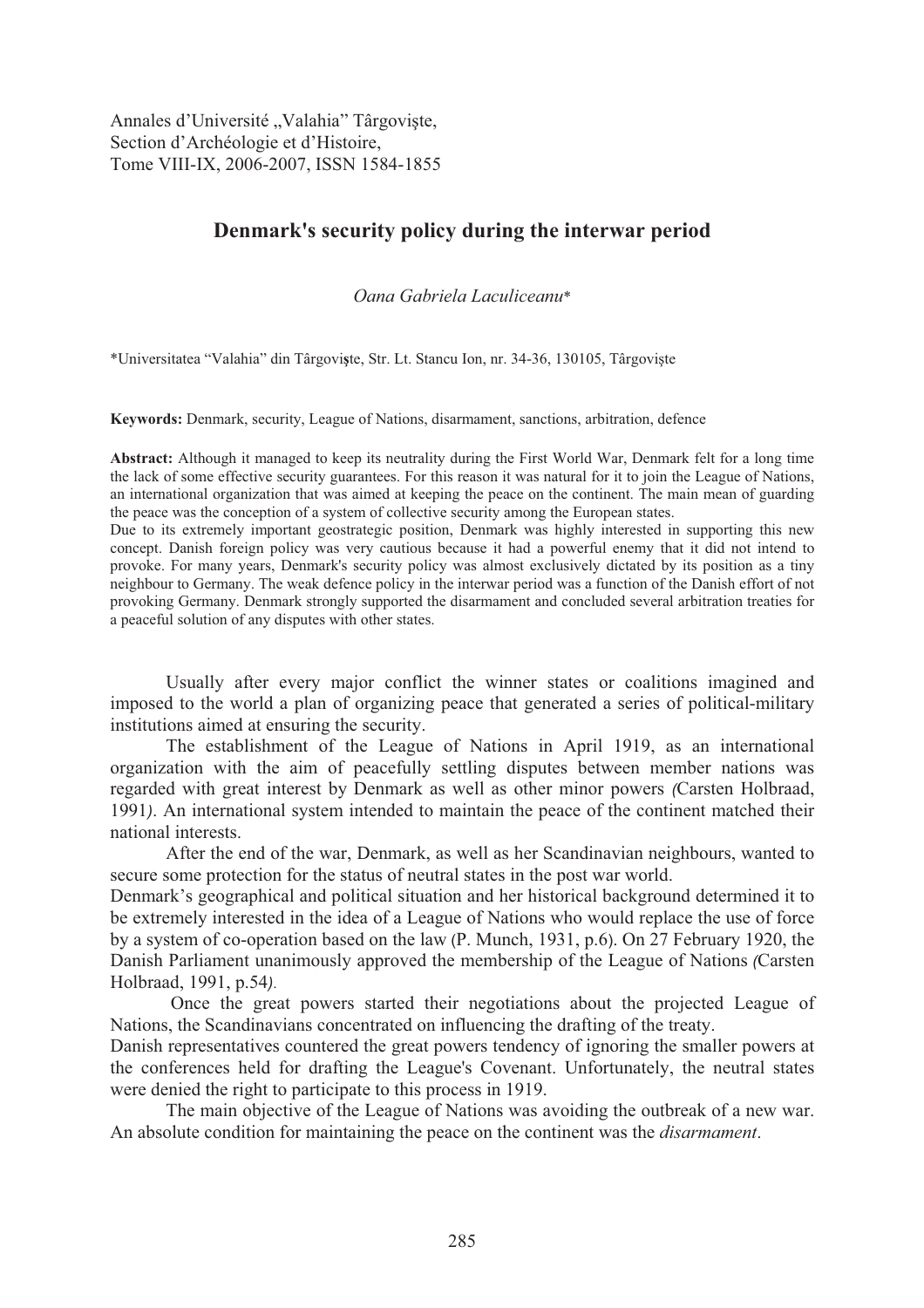Annales d'Université „Valahia" Târgovişte,
Section d'Archéologie et d'Histoire,
Tome VIII-IX, 2006-2007, ISSN 1584-1855

# Denmark's security policy during the interwar period

*Oana Gabriela Laculiceanu*\*

\*Universitatea "Valahia" din Târgovişte, Str. Lt. Stancu Ion, nr. 34-36, 130105, Târgovişte

**Keywords:** Denmark, security, League of Nations, disarmament, sanctions, arbitration, defence

**Abstract:** Although it managed to keep its neutrality during the First World War, Denmark felt for a long time the lack of some effective security guarantees. For this reason it was natural for it to join the League of Nations, an international organization that was aimed at keeping the peace on the continent. The main mean of guarding the peace was the conception of a system of collective security among the European states.
Due to its extremely important geostrategic position, Denmark was highly interested in supporting this new concept. Danish foreign policy was very cautious because it had a powerful enemy that it did not intend to provoke. For many years, Denmark's security policy was almost exclusively dictated by its position as a tiny neighbour to Germany. The weak defence policy in the interwar period was a function of the Danish effort of not provoking Germany. Denmark strongly supported the disarmament and concluded several arbitration treaties for a peaceful solution of any disputes with other states.

Usually after every major conflict the winner states or coalitions imagined and imposed to the world a plan of organizing peace that generated a series of political-military institutions aimed at ensuring the security.

The establishment of the League of Nations in April 1919, as an international organization with the aim of peacefully settling disputes between member nations was regarded with great interest by Denmark as well as other minor powers *(*Carsten Holbraad, 1991*)*. An international system intended to maintain the peace of the continent matched their national interests.

After the end of the war, Denmark, as well as her Scandinavian neighbours, wanted to secure some protection for the status of neutral states in the post war world.
Denmark's geographical and political situation and her historical background determined it to be extremely interested in the idea of a League of Nations who would replace the use of force by a system of co-operation based on the law (P. Munch, 1931, p.6). On 27 February 1920, the Danish Parliament unanimously approved the membership of the League of Nations *(*Carsten Holbraad, 1991, p.54*).*

Once the great powers started their negotiations about the projected League of Nations, the Scandinavians concentrated on influencing the drafting of the treaty.
Danish representatives countered the great powers tendency of ignoring the smaller powers at the conferences held for drafting the League's Covenant. Unfortunately, the neutral states were denied the right to participate to this process in 1919.

The main objective of the League of Nations was avoiding the outbreak of a new war. An absolute condition for maintaining the peace on the continent was the *disarmament*.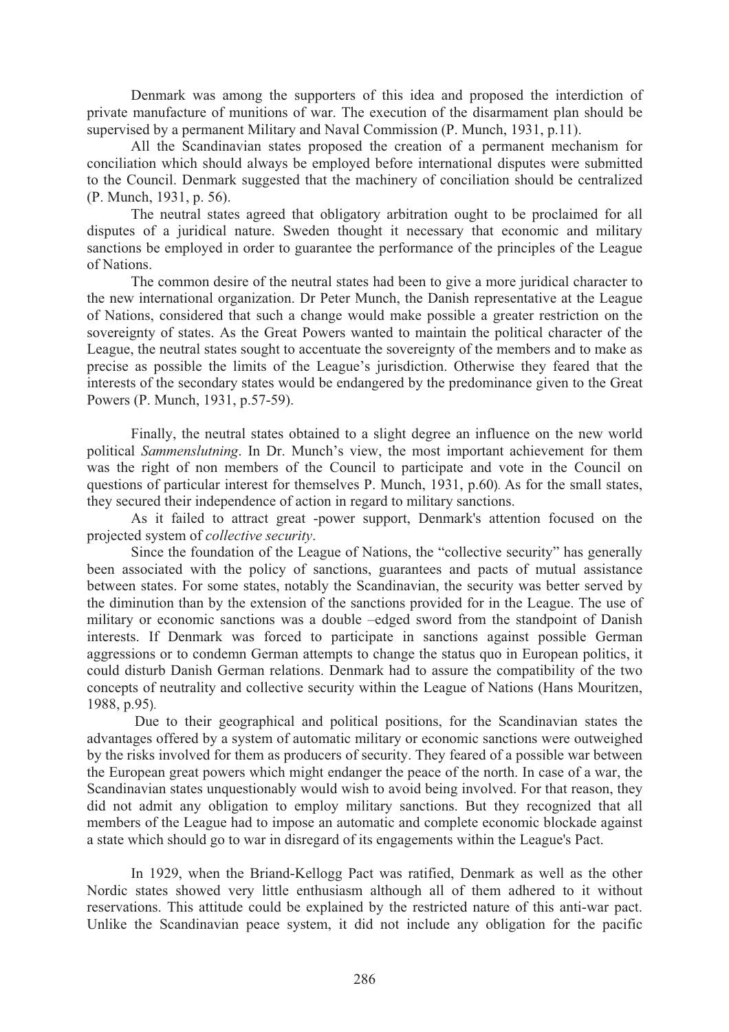Denmark was among the supporters of this idea and proposed the interdiction of private manufacture of munitions of war. The execution of the disarmament plan should be supervised by a permanent Military and Naval Commission (P. Munch, 1931, p.11).

All the Scandinavian states proposed the creation of a permanent mechanism for conciliation which should always be employed before international disputes were submitted to the Council. Denmark suggested that the machinery of conciliation should be centralized (P. Munch, 1931, p. 56).

The neutral states agreed that obligatory arbitration ought to be proclaimed for all disputes of a juridical nature. Sweden thought it necessary that economic and military sanctions be employed in order to guarantee the performance of the principles of the League of Nations.

The common desire of the neutral states had been to give a more juridical character to the new international organization. Dr Peter Munch, the Danish representative at the League of Nations, considered that such a change would make possible a greater restriction on the sovereignty of states. As the Great Powers wanted to maintain the political character of the League, the neutral states sought to accentuate the sovereignty of the members and to make as precise as possible the limits of the League's jurisdiction. Otherwise they feared that the interests of the secondary states would be endangered by the predominance given to the Great Powers (P. Munch, 1931, p.57-59).

Finally, the neutral states obtained to a slight degree an influence on the new world political *Sammenslutning*. In Dr. Munch's view, the most important achievement for them was the right of non members of the Council to participate and vote in the Council on questions of particular interest for themselves P. Munch, 1931, p.60). As for the small states, they secured their independence of action in regard to military sanctions.

As it failed to attract great -power support, Denmark's attention focused on the projected system of *collective security*.

Since the foundation of the League of Nations, the "collective security" has generally been associated with the policy of sanctions, guarantees and pacts of mutual assistance between states. For some states, notably the Scandinavian, the security was better served by the diminution than by the extension of the sanctions provided for in the League. The use of military or economic sanctions was a double –edged sword from the standpoint of Danish interests. If Denmark was forced to participate in sanctions against possible German aggressions or to condemn German attempts to change the status quo in European politics, it could disturb Danish German relations. Denmark had to assure the compatibility of the two concepts of neutrality and collective security within the League of Nations (Hans Mouritzen, 1988, p.95).

Due to their geographical and political positions, for the Scandinavian states the advantages offered by a system of automatic military or economic sanctions were outweighed by the risks involved for them as producers of security. They feared of a possible war between the European great powers which might endanger the peace of the north. In case of a war, the Scandinavian states unquestionably would wish to avoid being involved. For that reason, they did not admit any obligation to employ military sanctions. But they recognized that all members of the League had to impose an automatic and complete economic blockade against a state which should go to war in disregard of its engagements within the League's Pact.

In 1929, when the Briand-Kellogg Pact was ratified, Denmark as well as the other Nordic states showed very little enthusiasm although all of them adhered to it without reservations. This attitude could be explained by the restricted nature of this anti-war pact. Unlike the Scandinavian peace system, it did not include any obligation for the pacific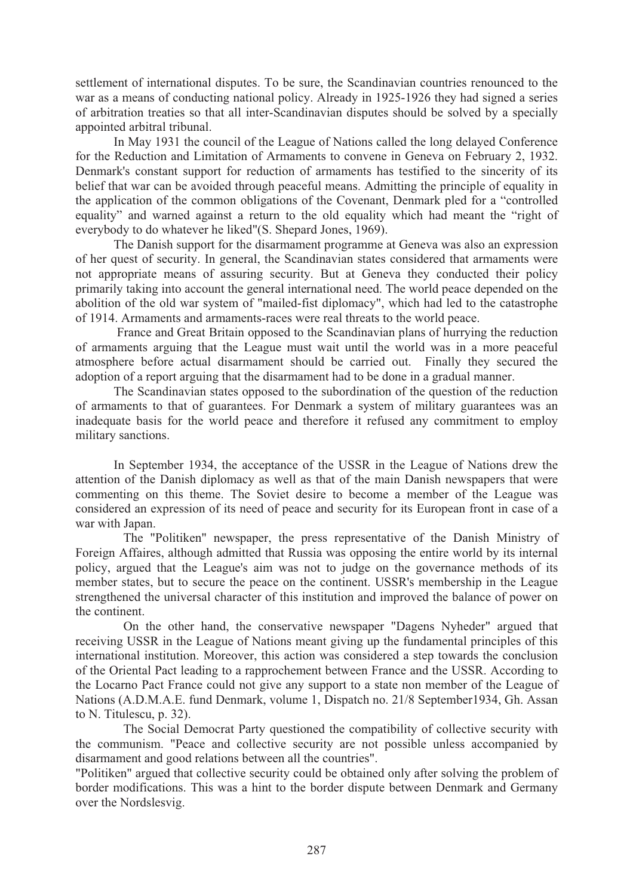settlement of international disputes. To be sure, the Scandinavian countries renounced to the war as a means of conducting national policy. Already in 1925-1926 they had signed a series of arbitration treaties so that all inter-Scandinavian disputes should be solved by a specially appointed arbitral tribunal.

In May 1931 the council of the League of Nations called the long delayed Conference for the Reduction and Limitation of Armaments to convene in Geneva on February 2, 1932. Denmark's constant support for reduction of armaments has testified to the sincerity of its belief that war can be avoided through peaceful means. Admitting the principle of equality in the application of the common obligations of the Covenant, Denmark pled for a "controlled equality" and warned against a return to the old equality which had meant the "right of everybody to do whatever he liked"(S. Shepard Jones, 1969).

The Danish support for the disarmament programme at Geneva was also an expression of her quest of security. In general, the Scandinavian states considered that armaments were not appropriate means of assuring security. But at Geneva they conducted their policy primarily taking into account the general international need. The world peace depended on the abolition of the old war system of "mailed-fist diplomacy", which had led to the catastrophe of 1914. Armaments and armaments-races were real threats to the world peace.

France and Great Britain opposed to the Scandinavian plans of hurrying the reduction of armaments arguing that the League must wait until the world was in a more peaceful atmosphere before actual disarmament should be carried out. Finally they secured the adoption of a report arguing that the disarmament had to be done in a gradual manner.

The Scandinavian states opposed to the subordination of the question of the reduction of armaments to that of guarantees. For Denmark a system of military guarantees was an inadequate basis for the world peace and therefore it refused any commitment to employ military sanctions.

In September 1934, the acceptance of the USSR in the League of Nations drew the attention of the Danish diplomacy as well as that of the main Danish newspapers that were commenting on this theme. The Soviet desire to become a member of the League was considered an expression of its need of peace and security for its European front in case of a war with Japan.

The "Politiken" newspaper, the press representative of the Danish Ministry of Foreign Affaires, although admitted that Russia was opposing the entire world by its internal policy, argued that the League's aim was not to judge on the governance methods of its member states, but to secure the peace on the continent. USSR's membership in the League strengthened the universal character of this institution and improved the balance of power on the continent.

On the other hand, the conservative newspaper "Dagens Nyheder" argued that receiving USSR in the League of Nations meant giving up the fundamental principles of this international institution. Moreover, this action was considered a step towards the conclusion of the Oriental Pact leading to a rapprochement between France and the USSR. According to the Locarno Pact France could not give any support to a state non member of the League of Nations (A.D.M.A.E. fund Denmark, volume 1, Dispatch no. 21/8 September1934, Gh. Assan to N. Titulescu, p. 32).

The Social Democrat Party questioned the compatibility of collective security with the communism. "Peace and collective security are not possible unless accompanied by disarmament and good relations between all the countries".

"Politiken" argued that collective security could be obtained only after solving the problem of border modifications. This was a hint to the border dispute between Denmark and Germany over the Nordslesvig.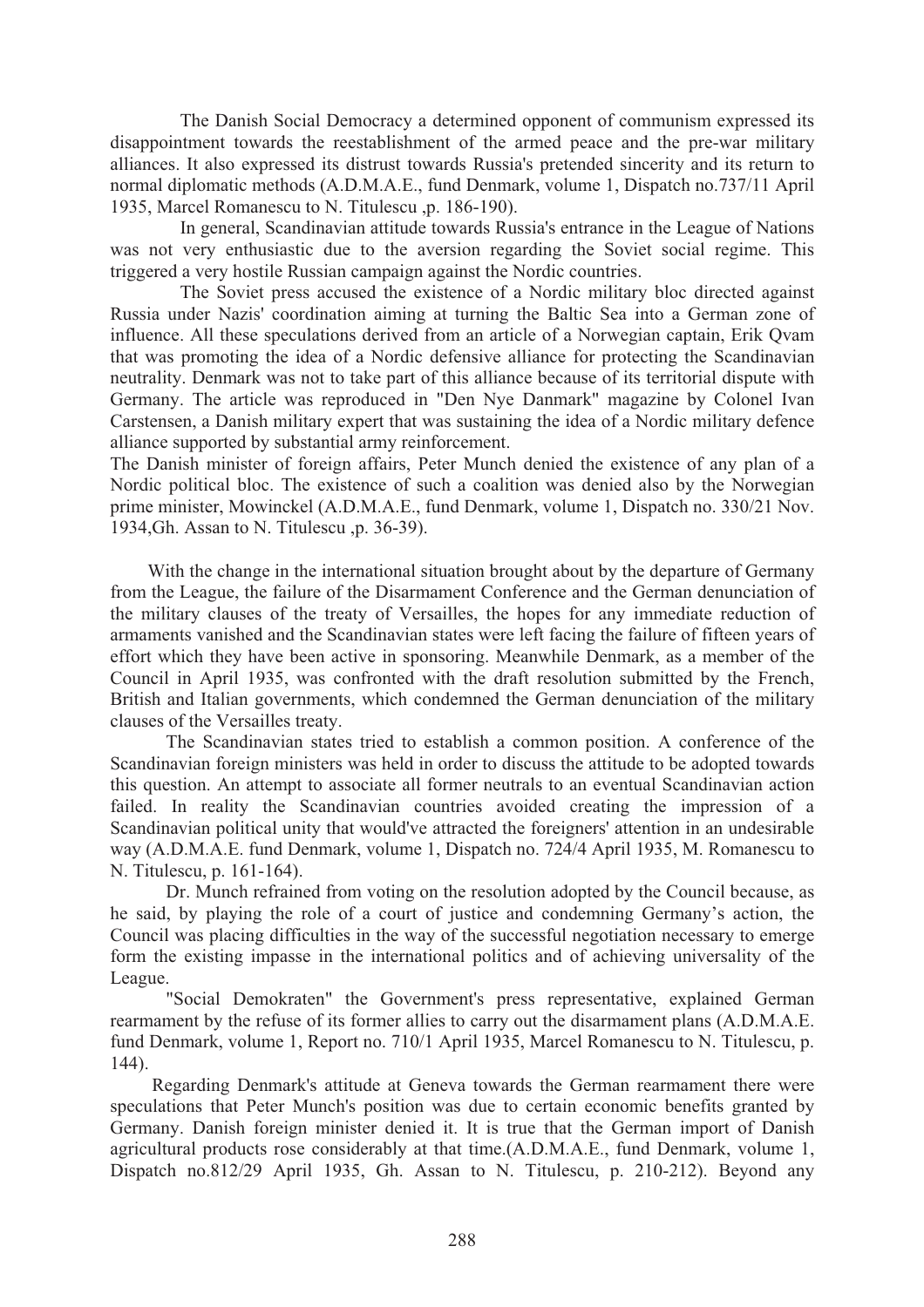The Danish Social Democracy a determined opponent of communism expressed its disappointment towards the reestablishment of the armed peace and the pre-war military alliances. It also expressed its distrust towards Russia's pretended sincerity and its return to normal diplomatic methods (A.D.M.A.E., fund Denmark, volume 1, Dispatch no.737/11 April 1935, Marcel Romanescu to N. Titulescu ,p. 186-190).

In general, Scandinavian attitude towards Russia's entrance in the League of Nations was not very enthusiastic due to the aversion regarding the Soviet social regime. This triggered a very hostile Russian campaign against the Nordic countries.

The Soviet press accused the existence of a Nordic military bloc directed against Russia under Nazis' coordination aiming at turning the Baltic Sea into a German zone of influence. All these speculations derived from an article of a Norwegian captain, Erik Qvam that was promoting the idea of a Nordic defensive alliance for protecting the Scandinavian neutrality. Denmark was not to take part of this alliance because of its territorial dispute with Germany. The article was reproduced in "Den Nye Danmark" magazine by Colonel Ivan Carstensen, a Danish military expert that was sustaining the idea of a Nordic military defence alliance supported by substantial army reinforcement.
The Danish minister of foreign affairs, Peter Munch denied the existence of any plan of a Nordic political bloc. The existence of such a coalition was denied also by the Norwegian prime minister, Mowinckel (A.D.M.A.E., fund Denmark, volume 1, Dispatch no. 330/21 Nov. 1934,Gh. Assan to N. Titulescu ,p. 36-39).

With the change in the international situation brought about by the departure of Germany from the League, the failure of the Disarmament Conference and the German denunciation of the military clauses of the treaty of Versailles, the hopes for any immediate reduction of armaments vanished and the Scandinavian states were left facing the failure of fifteen years of effort which they have been active in sponsoring. Meanwhile Denmark, as a member of the Council in April 1935, was confronted with the draft resolution submitted by the French, British and Italian governments, which condemned the German denunciation of the military clauses of the Versailles treaty.

The Scandinavian states tried to establish a common position. A conference of the Scandinavian foreign ministers was held in order to discuss the attitude to be adopted towards this question. An attempt to associate all former neutrals to an eventual Scandinavian action failed. In reality the Scandinavian countries avoided creating the impression of a Scandinavian political unity that would've attracted the foreigners' attention in an undesirable way (A.D.M.A.E. fund Denmark, volume 1, Dispatch no. 724/4 April 1935, M. Romanescu to N. Titulescu, p. 161-164).

Dr. Munch refrained from voting on the resolution adopted by the Council because, as he said, by playing the role of a court of justice and condemning Germany's action, the Council was placing difficulties in the way of the successful negotiation necessary to emerge form the existing impasse in the international politics and of achieving universality of the League.

"Social Demokraten" the Government's press representative, explained German rearmament by the refuse of its former allies to carry out the disarmament plans (A.D.M.A.E. fund Denmark, volume 1, Report no. 710/1 April 1935, Marcel Romanescu to N. Titulescu, p. 144).

Regarding Denmark's attitude at Geneva towards the German rearmament there were speculations that Peter Munch's position was due to certain economic benefits granted by Germany. Danish foreign minister denied it. It is true that the German import of Danish agricultural products rose considerably at that time.(A.D.M.A.E., fund Denmark, volume 1, Dispatch no.812/29 April 1935, Gh. Assan to N. Titulescu, p. 210-212). Beyond any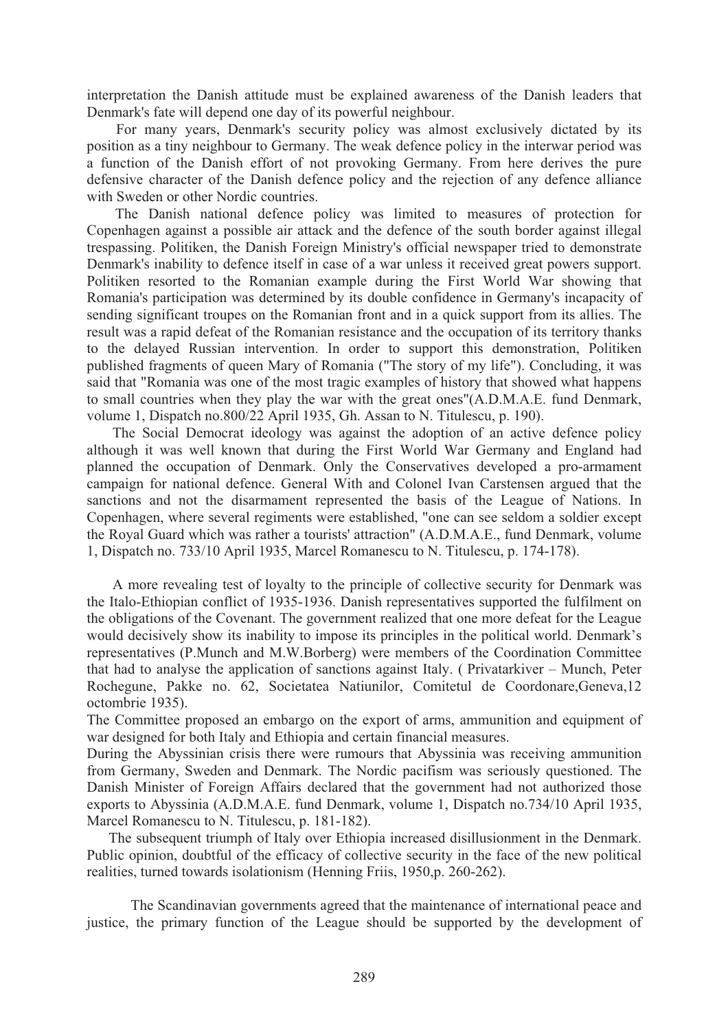interpretation the Danish attitude must be explained awareness of the Danish leaders that Denmark's fate will depend one day of its powerful neighbour.

For many years, Denmark's security policy was almost exclusively dictated by its position as a tiny neighbour to Germany. The weak defence policy in the interwar period was a function of the Danish effort of not provoking Germany. From here derives the pure defensive character of the Danish defence policy and the rejection of any defence alliance with Sweden or other Nordic countries.

The Danish national defence policy was limited to measures of protection for Copenhagen against a possible air attack and the defence of the south border against illegal trespassing. Politiken, the Danish Foreign Ministry's official newspaper tried to demonstrate Denmark's inability to defence itself in case of a war unless it received great powers support. Politiken resorted to the Romanian example during the First World War showing that Romania's participation was determined by its double confidence in Germany's incapacity of sending significant troupes on the Romanian front and in a quick support from its allies. The result was a rapid defeat of the Romanian resistance and the occupation of its territory thanks to the delayed Russian intervention. In order to support this demonstration, Politiken published fragments of queen Mary of Romania ("The story of my life"). Concluding, it was said that "Romania was one of the most tragic examples of history that showed what happens to small countries when they play the war with the great ones"(A.D.M.A.E. fund Denmark, volume 1, Dispatch no.800/22 April 1935, Gh. Assan to N. Titulescu, p. 190).

The Social Democrat ideology was against the adoption of an active defence policy although it was well known that during the First World War Germany and England had planned the occupation of Denmark. Only the Conservatives developed a pro-armament campaign for national defence. General With and Colonel Ivan Carstensen argued that the sanctions and not the disarmament represented the basis of the League of Nations. In Copenhagen, where several regiments were established, "one can see seldom a soldier except the Royal Guard which was rather a tourists' attraction" (A.D.M.A.E., fund Denmark, volume 1, Dispatch no. 733/10 April 1935, Marcel Romanescu to N. Titulescu, p. 174-178).

A more revealing test of loyalty to the principle of collective security for Denmark was the Italo-Ethiopian conflict of 1935-1936. Danish representatives supported the fulfilment on the obligations of the Covenant. The government realized that one more defeat for the League would decisively show its inability to impose its principles in the political world. Denmark's representatives (P.Munch and M.W.Borberg) were members of the Coordination Committee that had to analyse the application of sanctions against Italy. ( Privatarkiver – Munch, Peter Rochegune, Pakke no. 62, Societatea Natiunilor, Comitetul de Coordonare,Geneva,12 octombrie 1935).

The Committee proposed an embargo on the export of arms, ammunition and equipment of war designed for both Italy and Ethiopia and certain financial measures.

During the Abyssinian crisis there were rumours that Abyssinia was receiving ammunition from Germany, Sweden and Denmark. The Nordic pacifism was seriously questioned. The Danish Minister of Foreign Affairs declared that the government had not authorized those exports to Abyssinia (A.D.M.A.E. fund Denmark, volume 1, Dispatch no.734/10 April 1935, Marcel Romanescu to N. Titulescu, p. 181-182).

The subsequent triumph of Italy over Ethiopia increased disillusionment in the Denmark. Public opinion, doubtful of the efficacy of collective security in the face of the new political realities, turned towards isolationism (Henning Friis, 1950,p. 260-262).

The Scandinavian governments agreed that the maintenance of international peace and justice, the primary function of the League should be supported by the development of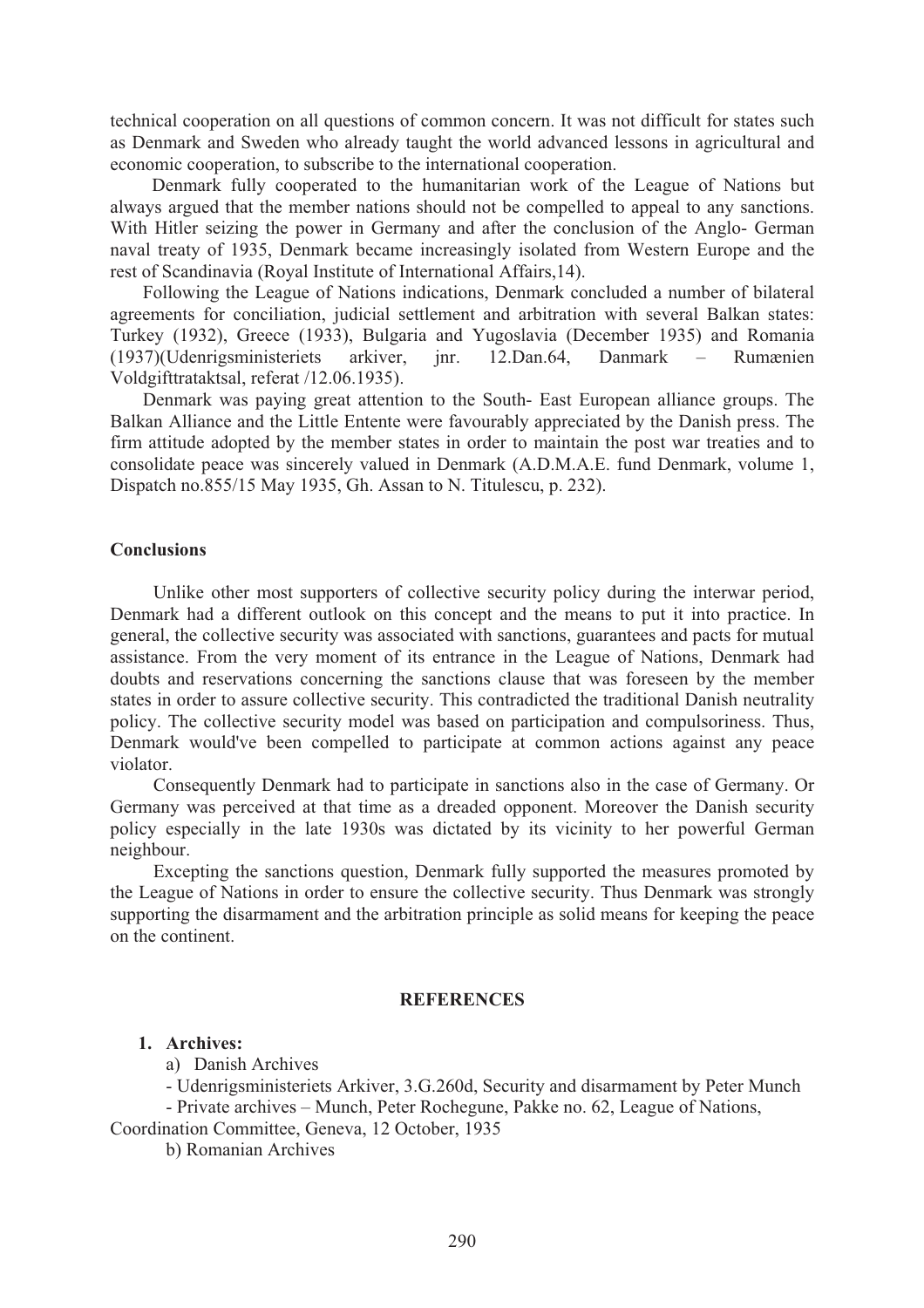technical cooperation on all questions of common concern. It was not difficult for states such as Denmark and Sweden who already taught the world advanced lessons in agricultural and economic cooperation, to subscribe to the international cooperation.

Denmark fully cooperated to the humanitarian work of the League of Nations but always argued that the member nations should not be compelled to appeal to any sanctions. With Hitler seizing the power in Germany and after the conclusion of the Anglo- German naval treaty of 1935, Denmark became increasingly isolated from Western Europe and the rest of Scandinavia (Royal Institute of International Affairs,14).

Following the League of Nations indications, Denmark concluded a number of bilateral agreements for conciliation, judicial settlement and arbitration with several Balkan states: Turkey (1932), Greece (1933), Bulgaria and Yugoslavia (December 1935) and Romania (1937)(Udenrigsministeriets arkiver, jnr. 12.Dan.64, Danmark – Rumænien Voldgifttrataktsal, referat /12.06.1935).

Denmark was paying great attention to the South- East European alliance groups. The Balkan Alliance and the Little Entente were favourably appreciated by the Danish press. The firm attitude adopted by the member states in order to maintain the post war treaties and to consolidate peace was sincerely valued in Denmark (A.D.M.A.E. fund Denmark, volume 1, Dispatch no.855/15 May 1935, Gh. Assan to N. Titulescu, p. 232).

## Conclusions

Unlike other most supporters of collective security policy during the interwar period, Denmark had a different outlook on this concept and the means to put it into practice. In general, the collective security was associated with sanctions, guarantees and pacts for mutual assistance. From the very moment of its entrance in the League of Nations, Denmark had doubts and reservations concerning the sanctions clause that was foreseen by the member states in order to assure collective security. This contradicted the traditional Danish neutrality policy. The collective security model was based on participation and compulsoriness. Thus, Denmark would've been compelled to participate at common actions against any peace violator.

Consequently Denmark had to participate in sanctions also in the case of Germany. Or Germany was perceived at that time as a dreaded opponent. Moreover the Danish security policy especially in the late 1930s was dictated by its vicinity to her powerful German neighbour.

Excepting the sanctions question, Denmark fully supported the measures promoted by the League of Nations in order to ensure the collective security. Thus Denmark was strongly supporting the disarmament and the arbitration principle as solid means for keeping the peace on the continent.

## REFERENCES

1. **Archives:**
   a) Danish Archives
   - Udenrigsministeriets Arkiver, 3.G.260d, Security and disarmament by Peter Munch
   - Private archives – Munch, Peter Rochegune, Pakke no. 62, League of Nations, Coordination Committee, Geneva, 12 October, 1935

   b) Romanian Archives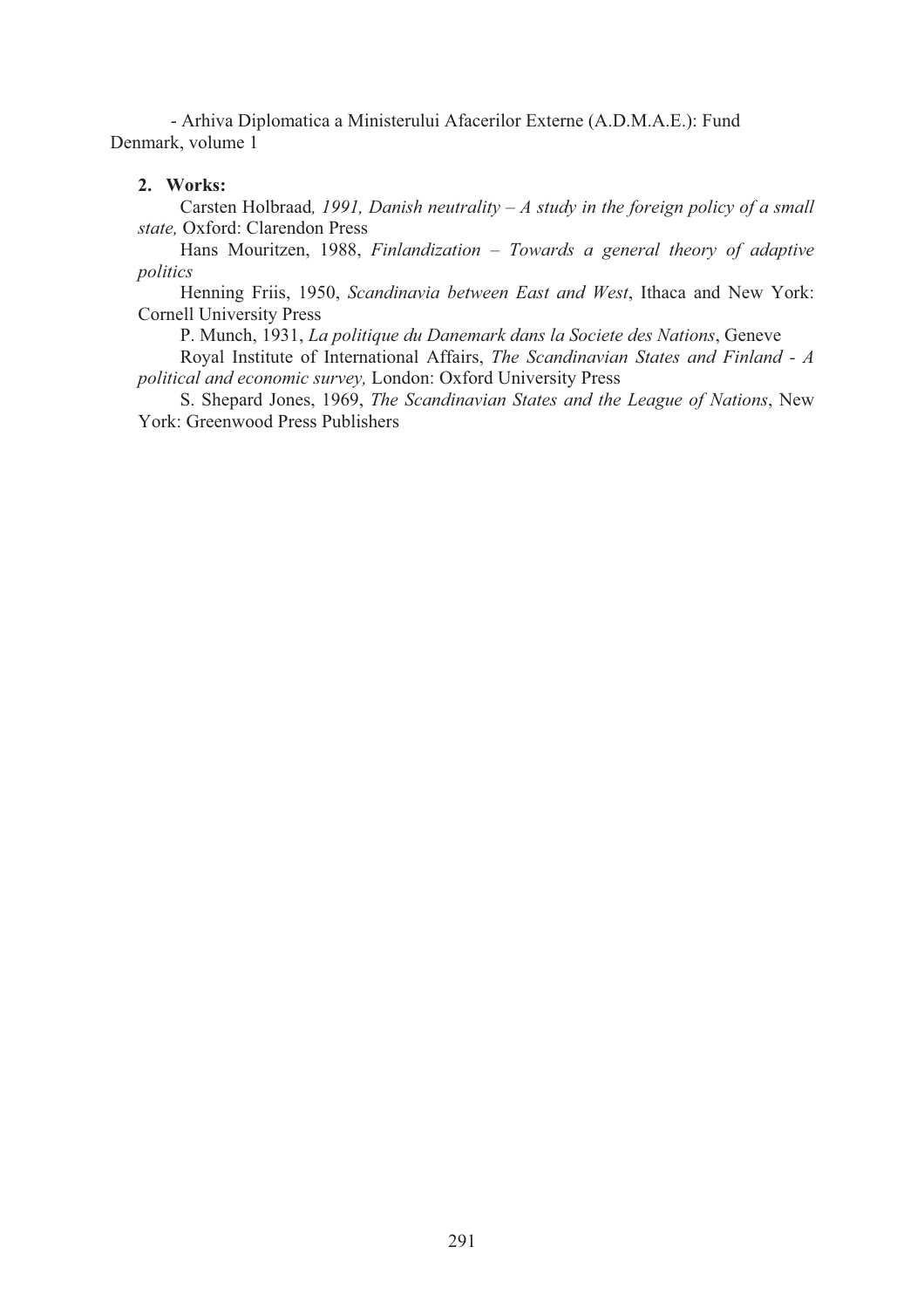- Arhiva Diplomatica a Ministerului Afacerilor Externe (A.D.M.A.E.): Fund Denmark, volume 1

**2. Works:**

Carsten Holbraad*, 1991, Danish neutrality – A study in the foreign policy of a small state,* Oxford: Clarendon Press

Hans Mouritzen, 1988, *Finlandization – Towards a general theory of adaptive politics*

Henning Friis, 1950, *Scandinavia between East and West*, Ithaca and New York: Cornell University Press

P. Munch, 1931, *La politique du Danemark dans la Societe des Nations*, Geneve

Royal Institute of International Affairs, *The Scandinavian States and Finland - A political and economic survey,* London: Oxford University Press

S. Shepard Jones, 1969, *The Scandinavian States and the League of Nations*, New York: Greenwood Press Publishers